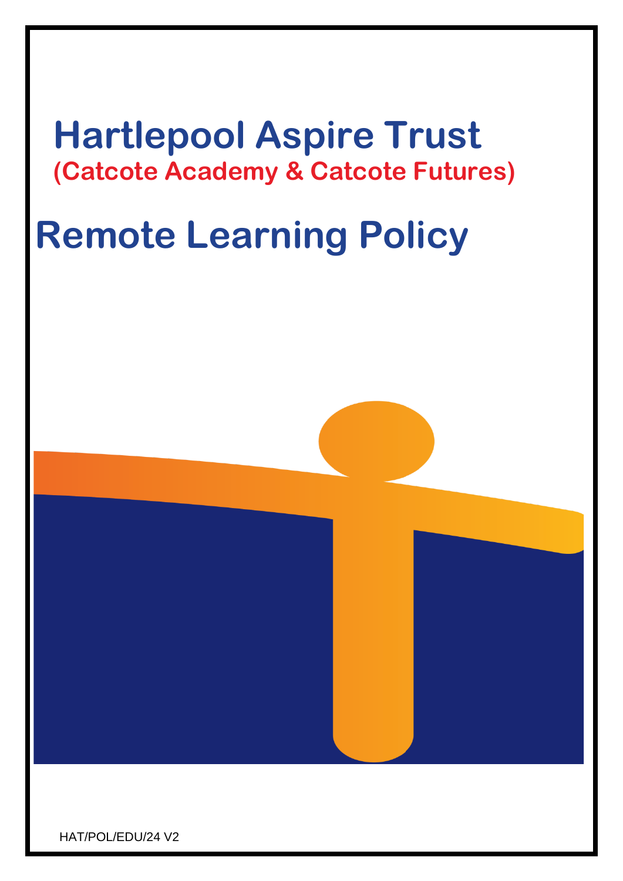# Hartlepool Aspire Trust

## (Catcote Academy & Catcote Futures)

# Remote Learning Policy

HAT/POL/EDU/24 V2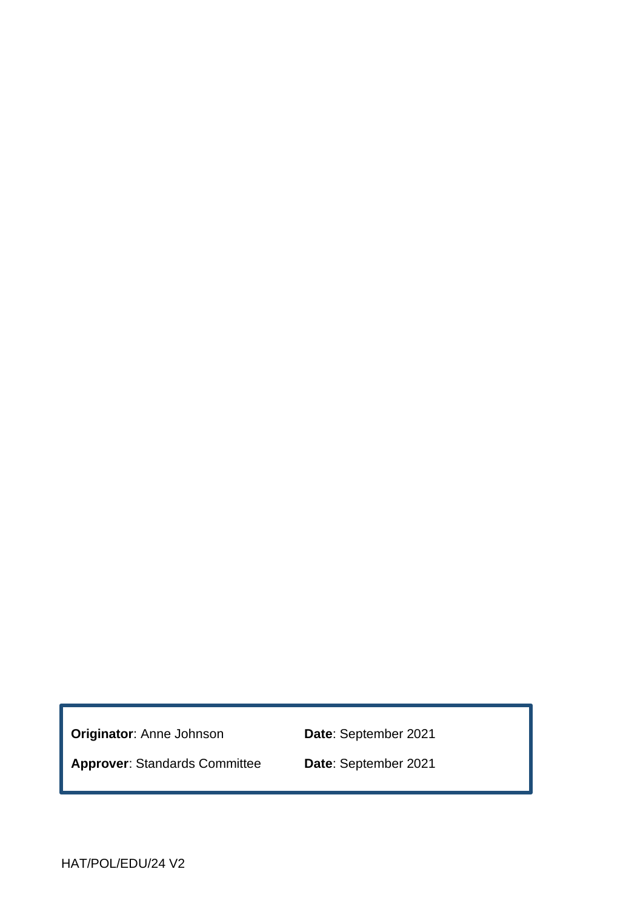| **Originator**: Anne Johnson | **Date**: September 2021 |
| --- | --- |
| **Approver**: Standards Committee | **Date**: September 2021 |

HAT/POL/EDU/24 V2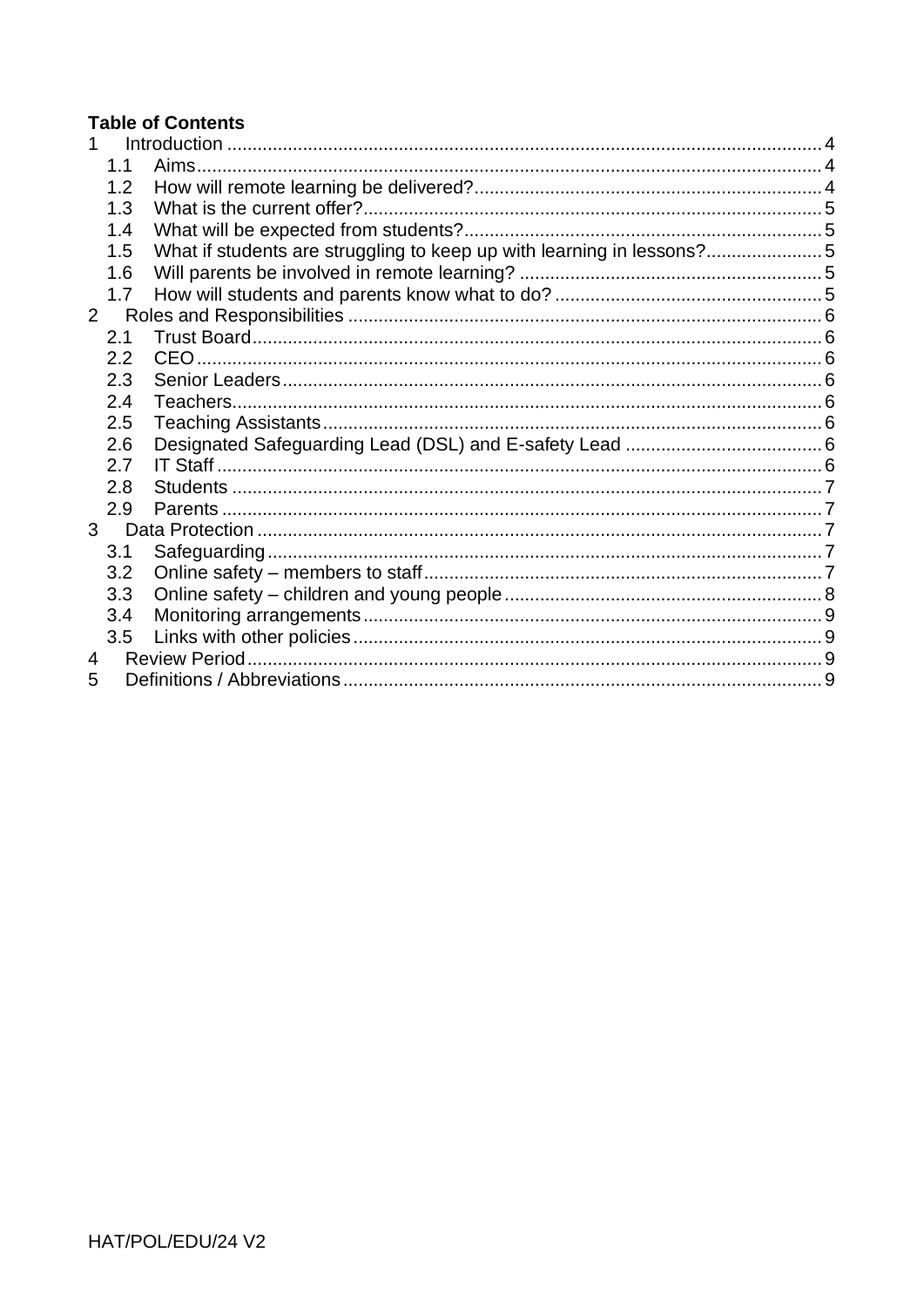**Table of Contents**

- 1 Introduction ..... 4
  - 1.1 Aims ..... 4
  - 1.2 How will remote learning be delivered? ..... 4
  - 1.3 What is the current offer? ..... 5
  - 1.4 What will be expected from students? ..... 5
  - 1.5 What if students are struggling to keep up with learning in lessons? ..... 5
  - 1.6 Will parents be involved in remote learning? ..... 5
  - 1.7 How will students and parents know what to do? ..... 5
- 2 Roles and Responsibilities ..... 6
  - 2.1 Trust Board ..... 6
  - 2.2 CEO ..... 6
  - 2.3 Senior Leaders ..... 6
  - 2.4 Teachers ..... 6
  - 2.5 Teaching Assistants ..... 6
  - 2.6 Designated Safeguarding Lead (DSL) and E-safety Lead ..... 6
  - 2.7 IT Staff ..... 6
  - 2.8 Students ..... 7
  - 2.9 Parents ..... 7
- 3 Data Protection ..... 7
  - 3.1 Safeguarding ..... 7
  - 3.2 Online safety – members to staff ..... 7
  - 3.3 Online safety – children and young people ..... 8
  - 3.4 Monitoring arrangements ..... 9
  - 3.5 Links with other policies ..... 9
- 4 Review Period ..... 9
- 5 Definitions / Abbreviations ..... 9

HAT/POL/EDU/24 V2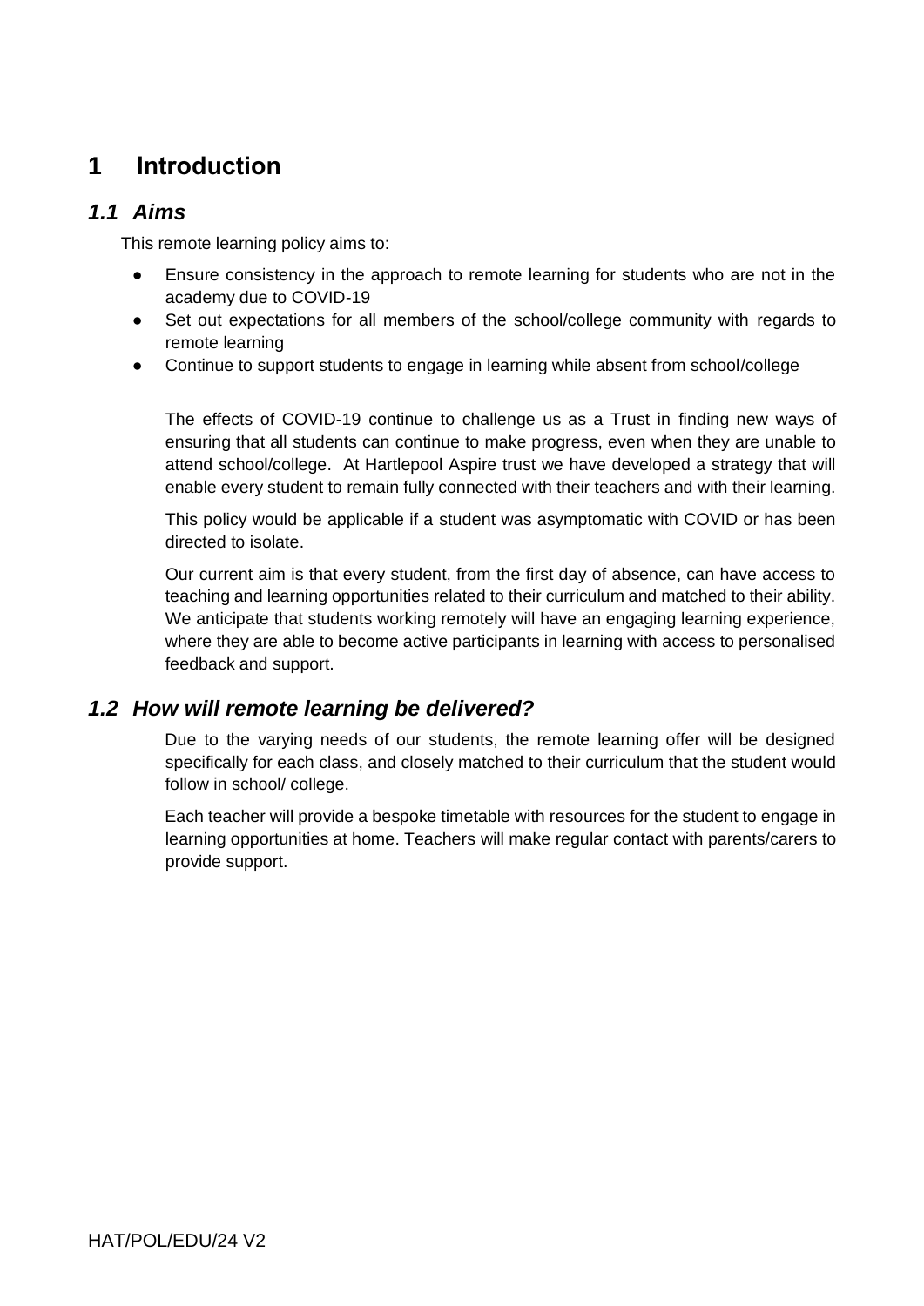# 1 Introduction

## *1.1 Aims*

This remote learning policy aims to:

- Ensure consistency in the approach to remote learning for students who are not in the academy due to COVID-19
- Set out expectations for all members of the school/college community with regards to remote learning
- Continue to support students to engage in learning while absent from school/college

The effects of COVID-19 continue to challenge us as a Trust in finding new ways of ensuring that all students can continue to make progress, even when they are unable to attend school/college. At Hartlepool Aspire trust we have developed a strategy that will enable every student to remain fully connected with their teachers and with their learning.

This policy would be applicable if a student was asymptomatic with COVID or has been directed to isolate.

Our current aim is that every student, from the first day of absence, can have access to teaching and learning opportunities related to their curriculum and matched to their ability. We anticipate that students working remotely will have an engaging learning experience, where they are able to become active participants in learning with access to personalised feedback and support.

## *1.2 How will remote learning be delivered?*

Due to the varying needs of our students, the remote learning offer will be designed specifically for each class, and closely matched to their curriculum that the student would follow in school/ college.

Each teacher will provide a bespoke timetable with resources for the student to engage in learning opportunities at home. Teachers will make regular contact with parents/carers to provide support.

HAT/POL/EDU/24 V2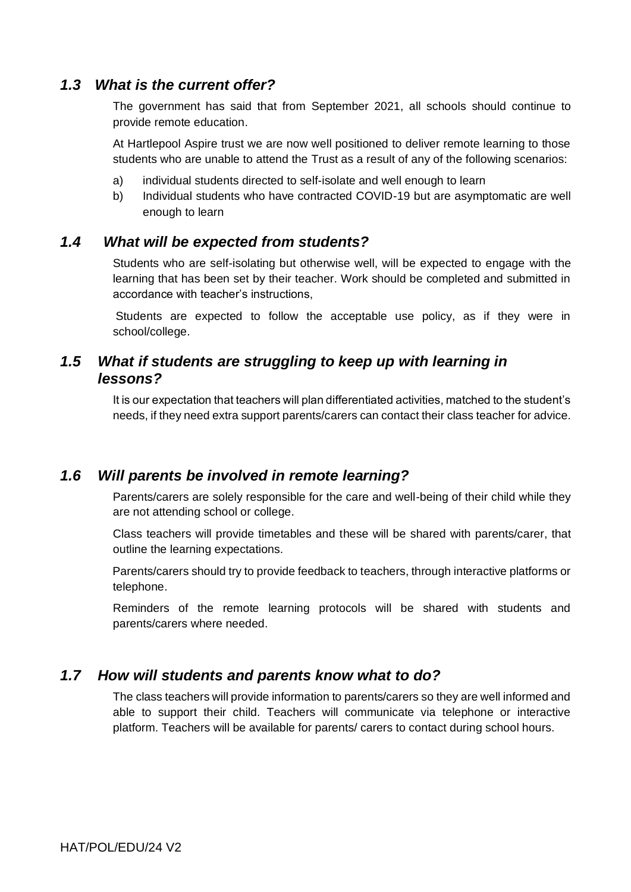### *1.3 What is the current offer?*

The government has said that from September 2021, all schools should continue to provide remote education.

At Hartlepool Aspire trust we are now well positioned to deliver remote learning to those students who are unable to attend the Trust as a result of any of the following scenarios:

a) individual students directed to self-isolate and well enough to learn
b) Individual students who have contracted COVID-19 but are asymptomatic are well enough to learn

### *1.4 What will be expected from students?*

Students who are self-isolating but otherwise well, will be expected to engage with the learning that has been set by their teacher. Work should be completed and submitted in accordance with teacher's instructions,

Students are expected to follow the acceptable use policy, as if they were in school/college.

### *1.5 What if students are struggling to keep up with learning in lessons?*

It is our expectation that teachers will plan differentiated activities, matched to the student's needs, if they need extra support parents/carers can contact their class teacher for advice.

### *1.6 Will parents be involved in remote learning?*

Parents/carers are solely responsible for the care and well-being of their child while they are not attending school or college.

Class teachers will provide timetables and these will be shared with parents/carer, that outline the learning expectations.

Parents/carers should try to provide feedback to teachers, through interactive platforms or telephone.

Reminders of the remote learning protocols will be shared with students and parents/carers where needed.

### *1.7 How will students and parents know what to do?*

The class teachers will provide information to parents/carers so they are well informed and able to support their child. Teachers will communicate via telephone or interactive platform. Teachers will be available for parents/ carers to contact during school hours.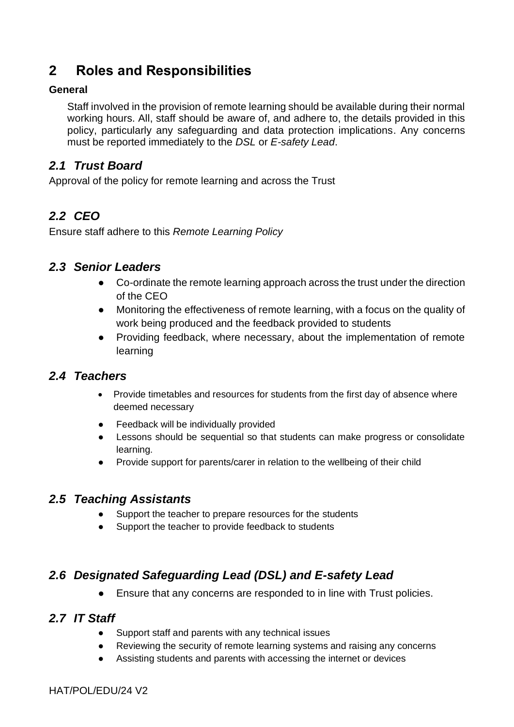## 2 Roles and Responsibilities

**General**

Staff involved in the provision of remote learning should be available during their normal working hours. All, staff should be aware of, and adhere to, the details provided in this policy, particularly any safeguarding and data protection implications. Any concerns must be reported immediately to the *DSL* or *E-safety Lead*.

### *2.1 Trust Board*

Approval of the policy for remote learning and across the Trust

### *2.2 CEO*

Ensure staff adhere to this *Remote Learning Policy*

### *2.3 Senior Leaders*

- Co-ordinate the remote learning approach across the trust under the direction of the CEO
- Monitoring the effectiveness of remote learning, with a focus on the quality of work being produced and the feedback provided to students
- Providing feedback, where necessary, about the implementation of remote learning

### *2.4 Teachers*

- Provide timetables and resources for students from the first day of absence where deemed necessary
- Feedback will be individually provided
- Lessons should be sequential so that students can make progress or consolidate learning.
- Provide support for parents/carer in relation to the wellbeing of their child

### *2.5 Teaching Assistants*

- Support the teacher to prepare resources for the students
- Support the teacher to provide feedback to students

### *2.6 Designated Safeguarding Lead (DSL) and E-safety Lead*

- Ensure that any concerns are responded to in line with Trust policies.

### *2.7 IT Staff*

- Support staff and parents with any technical issues
- Reviewing the security of remote learning systems and raising any concerns
- Assisting students and parents with accessing the internet or devices

HAT/POL/EDU/24 V2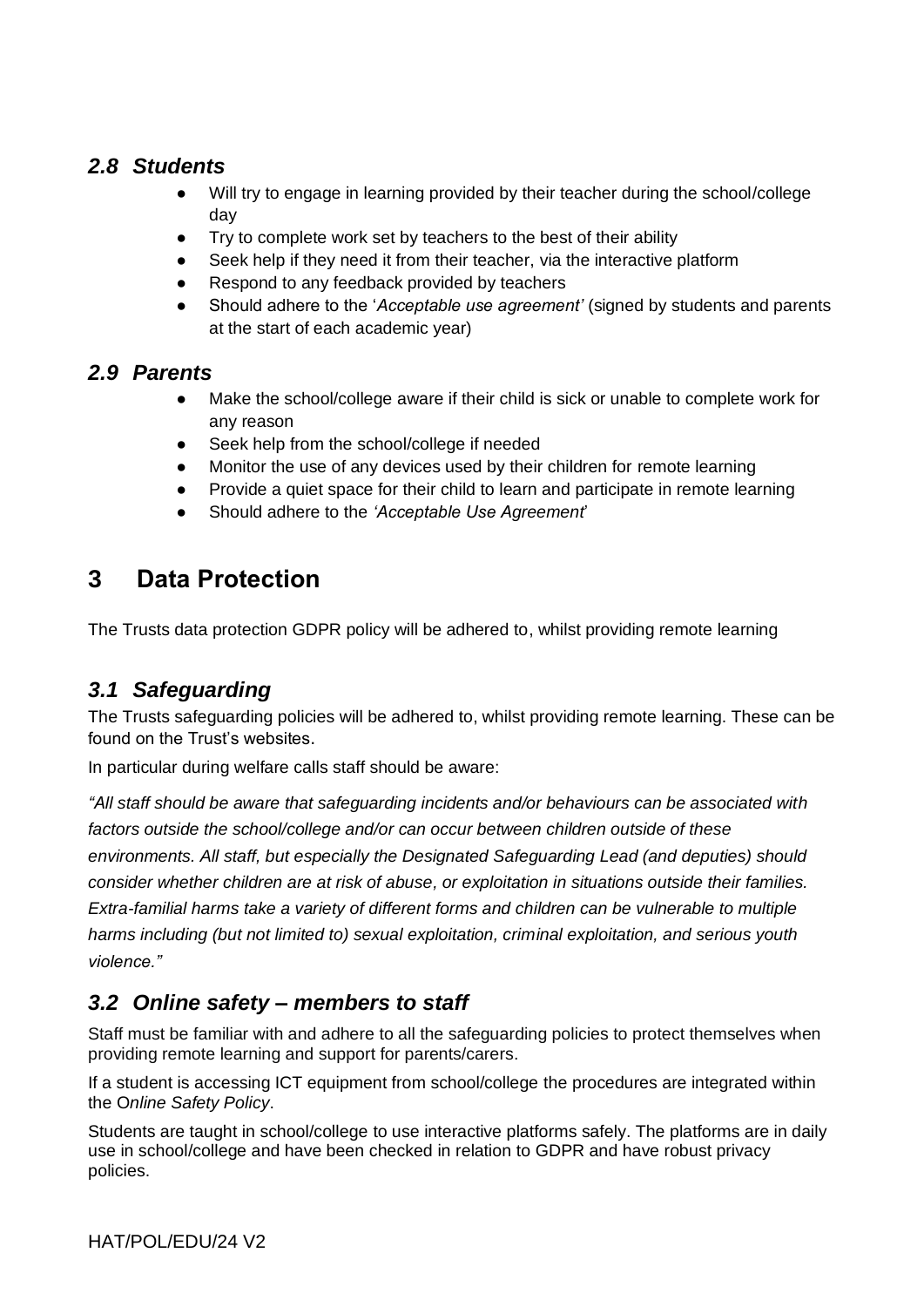### *2.8 Students*

- Will try to engage in learning provided by their teacher during the school/college day
- Try to complete work set by teachers to the best of their ability
- Seek help if they need it from their teacher, via the interactive platform
- Respond to any feedback provided by teachers
- Should adhere to the '*Acceptable use agreement'* (signed by students and parents at the start of each academic year)

### *2.9 Parents*

- Make the school/college aware if their child is sick or unable to complete work for any reason
- Seek help from the school/college if needed
- Monitor the use of any devices used by their children for remote learning
- Provide a quiet space for their child to learn and participate in remote learning
- Should adhere to the *'Acceptable Use Agreement*'

## 3 Data Protection

The Trusts data protection GDPR policy will be adhered to, whilst providing remote learning

### *3.1 Safeguarding*

The Trusts safeguarding policies will be adhered to, whilst providing remote learning. These can be found on the Trust's websites.

In particular during welfare calls staff should be aware:

*"All staff should be aware that safeguarding incidents and/or behaviours can be associated with factors outside the school/college and/or can occur between children outside of these environments. All staff, but especially the Designated Safeguarding Lead (and deputies) should consider whether children are at risk of abuse, or exploitation in situations outside their families. Extra-familial harms take a variety of different forms and children can be vulnerable to multiple harms including (but not limited to) sexual exploitation, criminal exploitation, and serious youth violence."*

### *3.2 Online safety – members to staff*

Staff must be familiar with and adhere to all the safeguarding policies to protect themselves when providing remote learning and support for parents/carers.

If a student is accessing ICT equipment from school/college the procedures are integrated within the O*nline Safety Policy*.

Students are taught in school/college to use interactive platforms safely. The platforms are in daily use in school/college and have been checked in relation to GDPR and have robust privacy policies.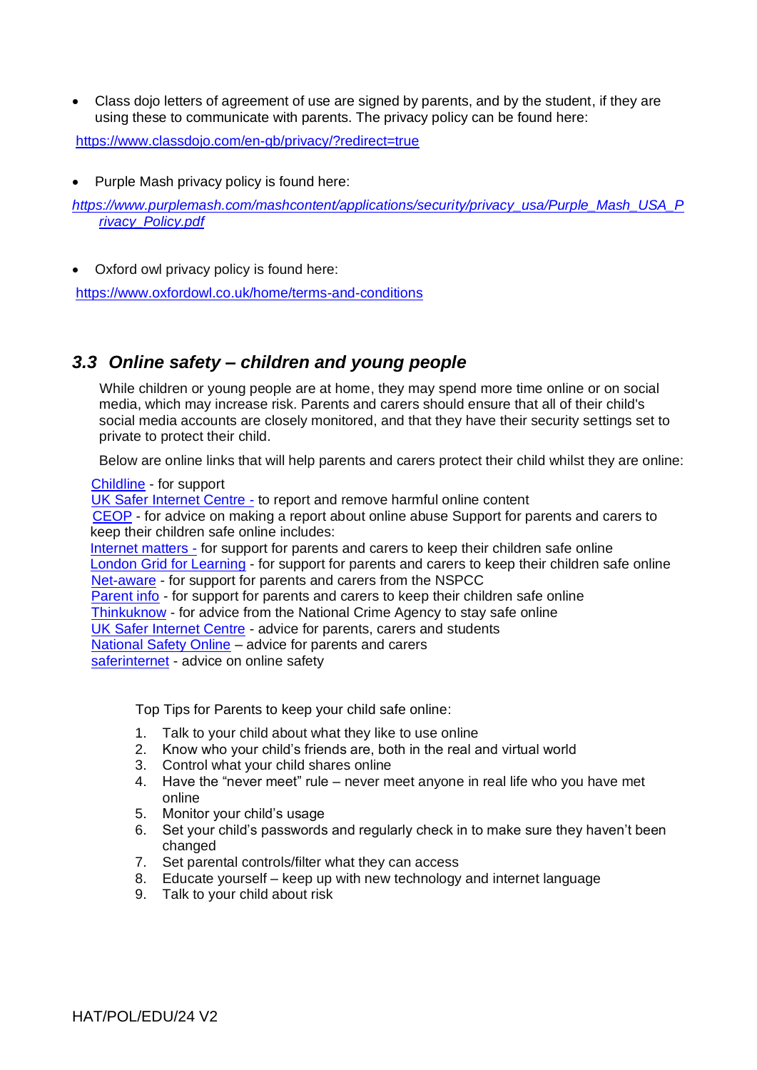- Class dojo letters of agreement of use are signed by parents, and by the student, if they are using these to communicate with parents. The privacy policy can be found here:

https://www.classdojo.com/en-gb/privacy/?redirect=true

- Purple Mash privacy policy is found here:

*https://www.purplemash.com/mashcontent/applications/security/privacy_usa/Purple_Mash_USA_Privacy_Policy.pdf*

- Oxford owl privacy policy is found here:

https://www.oxfordowl.co.uk/home/terms-and-conditions

### *3.3 Online safety – children and young people*

While children or young people are at home, they may spend more time online or on social media, which may increase risk. Parents and carers should ensure that all of their child's social media accounts are closely monitored, and that they have their security settings set to private to protect their child.

Below are online links that will help parents and carers protect their child whilst they are online:

Childline - for support
UK Safer Internet Centre - to report and remove harmful online content
CEOP - for advice on making a report about online abuse Support for parents and carers to keep their children safe online includes:
Internet matters - for support for parents and carers to keep their children safe online
London Grid for Learning - for support for parents and carers to keep their children safe online
Net-aware - for support for parents and carers from the NSPCC
Parent info - for support for parents and carers to keep their children safe online
Thinkuknow - for advice from the National Crime Agency to stay safe online
UK Safer Internet Centre - advice for parents, carers and students
National Safety Online – advice for parents and carers
saferinternet - advice on online safety

Top Tips for Parents to keep your child safe online:

1. Talk to your child about what they like to use online
2. Know who your child's friends are, both in the real and virtual world
3. Control what your child shares online
4. Have the "never meet" rule – never meet anyone in real life who you have met online
5. Monitor your child's usage
6. Set your child's passwords and regularly check in to make sure they haven't been changed
7. Set parental controls/filter what they can access
8. Educate yourself – keep up with new technology and internet language
9. Talk to your child about risk

HAT/POL/EDU/24 V2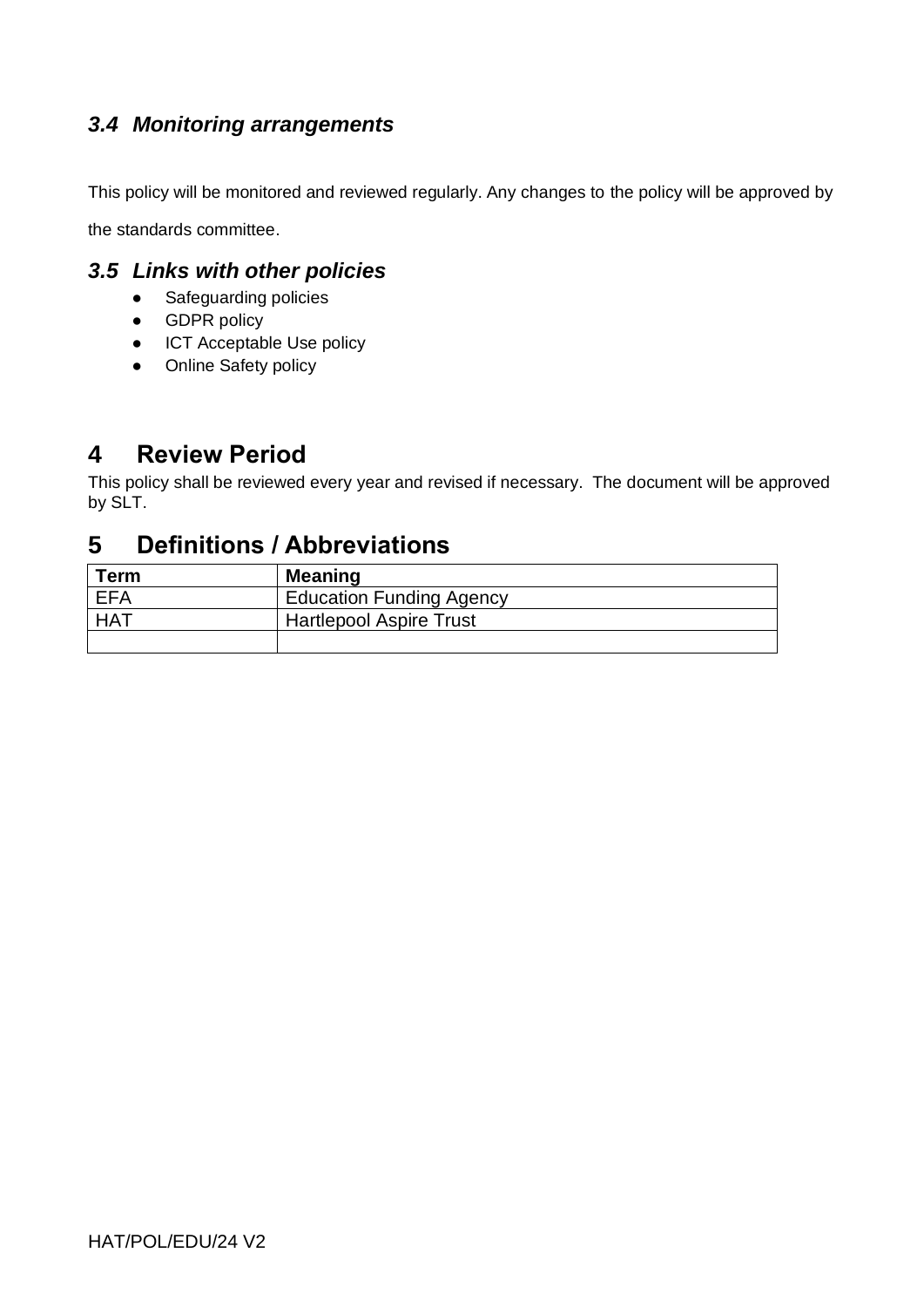### *3.4 Monitoring arrangements*

This policy will be monitored and reviewed regularly. Any changes to the policy will be approved by the standards committee.

### *3.5 Links with other policies*

- Safeguarding policies
- GDPR policy
- ICT Acceptable Use policy
- Online Safety policy

## 4 Review Period

This policy shall be reviewed every year and revised if necessary. The document will be approved by SLT.

## 5 Definitions / Abbreviations

| **Term** | **Meaning** |
|---|---|
| EFA | Education Funding Agency |
| HAT | Hartlepool Aspire Trust |
| | |

HAT/POL/EDU/24 V2